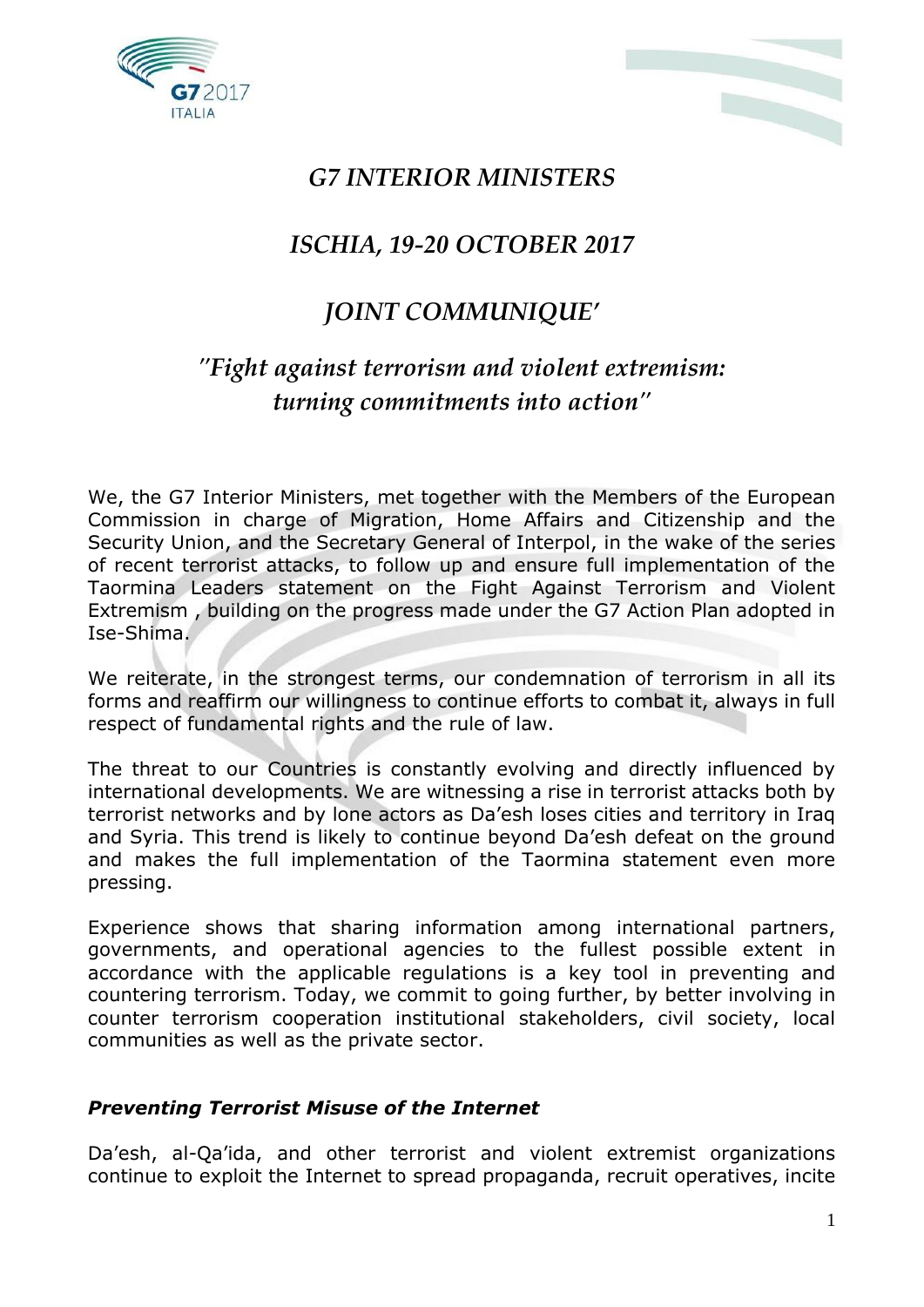# *G7 INTERIOR MINISTERS*

## *ISCHIA, 19-20 OCTOBER 2017*

## *JOINT COMMUNIQUE'*

## *"Fight against terrorism and violent extremism: turning commitments into action"*

We, the G7 Interior Ministers, met together with the Members of the European Commission in charge of Migration, Home Affairs and Citizenship and the Security Union, and the Secretary General of Interpol, in the wake of the series of recent terrorist attacks, to follow up and ensure full implementation of the Taormina Leaders statement on the Fight Against Terrorism and Violent Extremism , building on the progress made under the G7 Action Plan adopted in Ise-Shima.

We reiterate, in the strongest terms, our condemnation of terrorism in all its forms and reaffirm our willingness to continue efforts to combat it, always in full respect of fundamental rights and the rule of law.

The threat to our Countries is constantly evolving and directly influenced by international developments. We are witnessing a rise in terrorist attacks both by terrorist networks and by lone actors as Da'esh loses cities and territory in Iraq and Syria. This trend is likely to continue beyond Da'esh defeat on the ground and makes the full implementation of the Taormina statement even more pressing.

Experience shows that sharing information among international partners, governments, and operational agencies to the fullest possible extent in accordance with the applicable regulations is a key tool in preventing and countering terrorism. Today, we commit to going further, by better involving in counter terrorism cooperation institutional stakeholders, civil society, local communities as well as the private sector.

### *Preventing Terrorist Misuse of the Internet*

Da'esh, al-Qa'ida, and other terrorist and violent extremist organizations continue to exploit the Internet to spread propaganda, recruit operatives, incite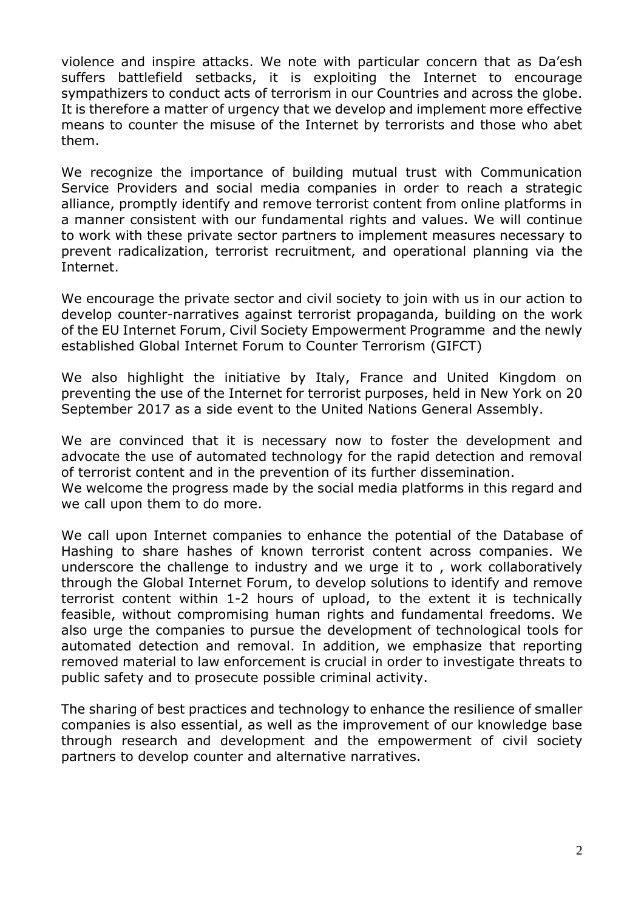violence and inspire attacks. We note with particular concern that as Da'esh suffers battlefield setbacks, it is exploiting the Internet to encourage sympathizers to conduct acts of terrorism in our Countries and across the globe. It is therefore a matter of urgency that we develop and implement more effective means to counter the misuse of the Internet by terrorists and those who abet them.

We recognize the importance of building mutual trust with Communication Service Providers and social media companies in order to reach a strategic alliance, promptly identify and remove terrorist content from online platforms in a manner consistent with our fundamental rights and values. We will continue to work with these private sector partners to implement measures necessary to prevent radicalization, terrorist recruitment, and operational planning via the Internet.

We encourage the private sector and civil society to join with us in our action to develop counter-narratives against terrorist propaganda, building on the work of the EU Internet Forum, Civil Society Empowerment Programme and the newly established Global Internet Forum to Counter Terrorism (GIFCT)

We also highlight the initiative by Italy, France and United Kingdom on preventing the use of the Internet for terrorist purposes, held in New York on 20 September 2017 as a side event to the United Nations General Assembly.

We are convinced that it is necessary now to foster the development and advocate the use of automated technology for the rapid detection and removal of terrorist content and in the prevention of its further dissemination.
We welcome the progress made by the social media platforms in this regard and we call upon them to do more.

We call upon Internet companies to enhance the potential of the Database of Hashing to share hashes of known terrorist content across companies. We underscore the challenge to industry and we urge it to , work collaboratively through the Global Internet Forum, to develop solutions to identify and remove terrorist content within 1-2 hours of upload, to the extent it is technically feasible, without compromising human rights and fundamental freedoms. We also urge the companies to pursue the development of technological tools for automated detection and removal. In addition, we emphasize that reporting removed material to law enforcement is crucial in order to investigate threats to public safety and to prosecute possible criminal activity.

The sharing of best practices and technology to enhance the resilience of smaller companies is also essential, as well as the improvement of our knowledge base through research and development and the empowerment of civil society partners to develop counter and alternative narratives.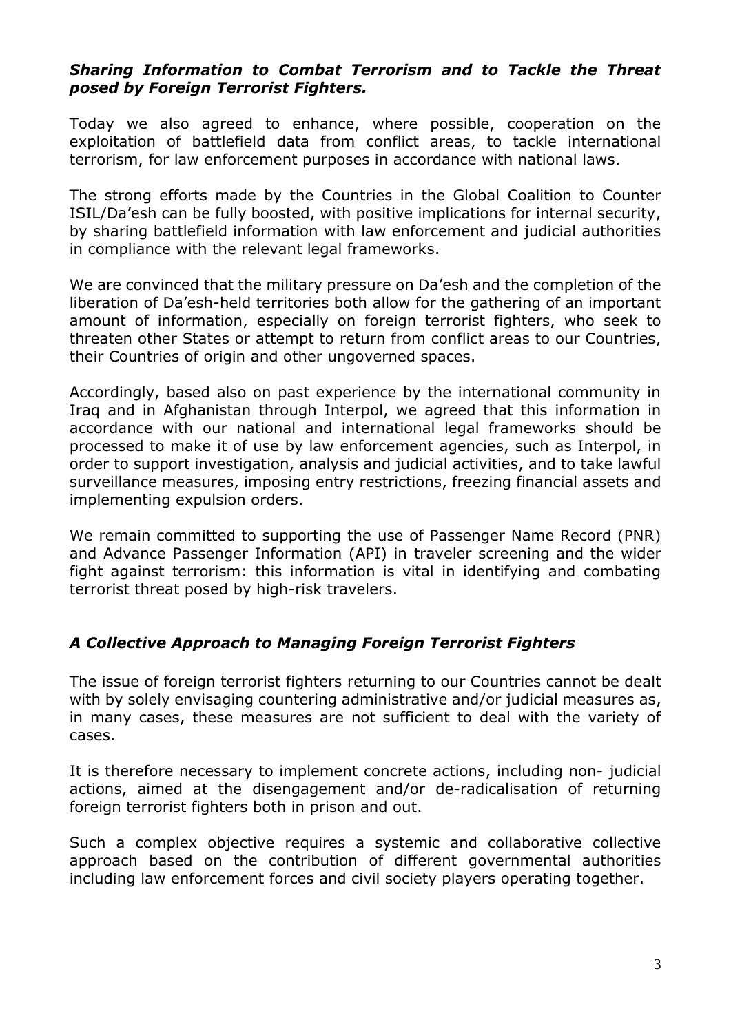### *Sharing Information to Combat Terrorism and to Tackle the Threat posed by Foreign Terrorist Fighters.*

Today we also agreed to enhance, where possible, cooperation on the exploitation of battlefield data from conflict areas, to tackle international terrorism, for law enforcement purposes in accordance with national laws.

The strong efforts made by the Countries in the Global Coalition to Counter ISIL/Da'esh can be fully boosted, with positive implications for internal security, by sharing battlefield information with law enforcement and judicial authorities in compliance with the relevant legal frameworks.

We are convinced that the military pressure on Da'esh and the completion of the liberation of Da'esh-held territories both allow for the gathering of an important amount of information, especially on foreign terrorist fighters, who seek to threaten other States or attempt to return from conflict areas to our Countries, their Countries of origin and other ungoverned spaces.

Accordingly, based also on past experience by the international community in Iraq and in Afghanistan through Interpol, we agreed that this information in accordance with our national and international legal frameworks should be processed to make it of use by law enforcement agencies, such as Interpol, in order to support investigation, analysis and judicial activities, and to take lawful surveillance measures, imposing entry restrictions, freezing financial assets and implementing expulsion orders.

We remain committed to supporting the use of Passenger Name Record (PNR) and Advance Passenger Information (API) in traveler screening and the wider fight against terrorism: this information is vital in identifying and combating terrorist threat posed by high-risk travelers.

### *A Collective Approach to Managing Foreign Terrorist Fighters*

The issue of foreign terrorist fighters returning to our Countries cannot be dealt with by solely envisaging countering administrative and/or judicial measures as, in many cases, these measures are not sufficient to deal with the variety of cases.

It is therefore necessary to implement concrete actions, including non- judicial actions, aimed at the disengagement and/or de-radicalisation of returning foreign terrorist fighters both in prison and out.

Such a complex objective requires a systemic and collaborative collective approach based on the contribution of different governmental authorities including law enforcement forces and civil society players operating together.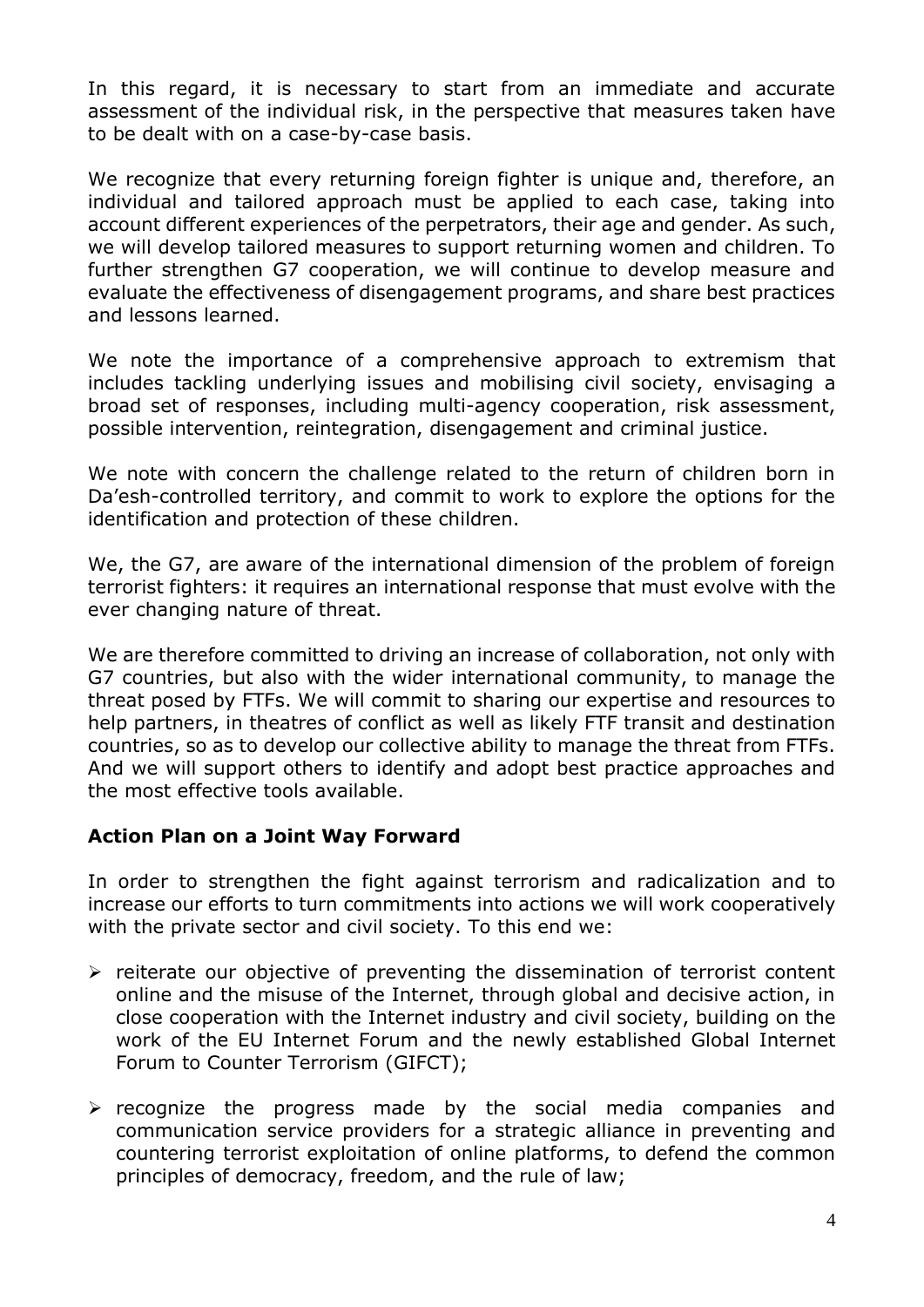In this regard, it is necessary to start from an immediate and accurate assessment of the individual risk, in the perspective that measures taken have to be dealt with on a case-by-case basis.

We recognize that every returning foreign fighter is unique and, therefore, an individual and tailored approach must be applied to each case, taking into account different experiences of the perpetrators, their age and gender. As such, we will develop tailored measures to support returning women and children. To further strengthen G7 cooperation, we will continue to develop measure and evaluate the effectiveness of disengagement programs, and share best practices and lessons learned.

We note the importance of a comprehensive approach to extremism that includes tackling underlying issues and mobilising civil society, envisaging a broad set of responses, including multi-agency cooperation, risk assessment, possible intervention, reintegration, disengagement and criminal justice.

We note with concern the challenge related to the return of children born in Da'esh-controlled territory, and commit to work to explore the options for the identification and protection of these children.

We, the G7, are aware of the international dimension of the problem of foreign terrorist fighters: it requires an international response that must evolve with the ever changing nature of threat.

We are therefore committed to driving an increase of collaboration, not only with G7 countries, but also with the wider international community, to manage the threat posed by FTFs. We will commit to sharing our expertise and resources to help partners, in theatres of conflict as well as likely FTF transit and destination countries, so as to develop our collective ability to manage the threat from FTFs. And we will support others to identify and adopt best practice approaches and the most effective tools available.

## Action Plan on a Joint Way Forward

In order to strengthen the fight against terrorism and radicalization and to increase our efforts to turn commitments into actions we will work cooperatively with the private sector and civil society. To this end we:

- reiterate our objective of preventing the dissemination of terrorist content online and the misuse of the Internet, through global and decisive action, in close cooperation with the Internet industry and civil society, building on the work of the EU Internet Forum and the newly established Global Internet Forum to Counter Terrorism (GIFCT);
- recognize the progress made by the social media companies and communication service providers for a strategic alliance in preventing and countering terrorist exploitation of online platforms, to defend the common principles of democracy, freedom, and the rule of law;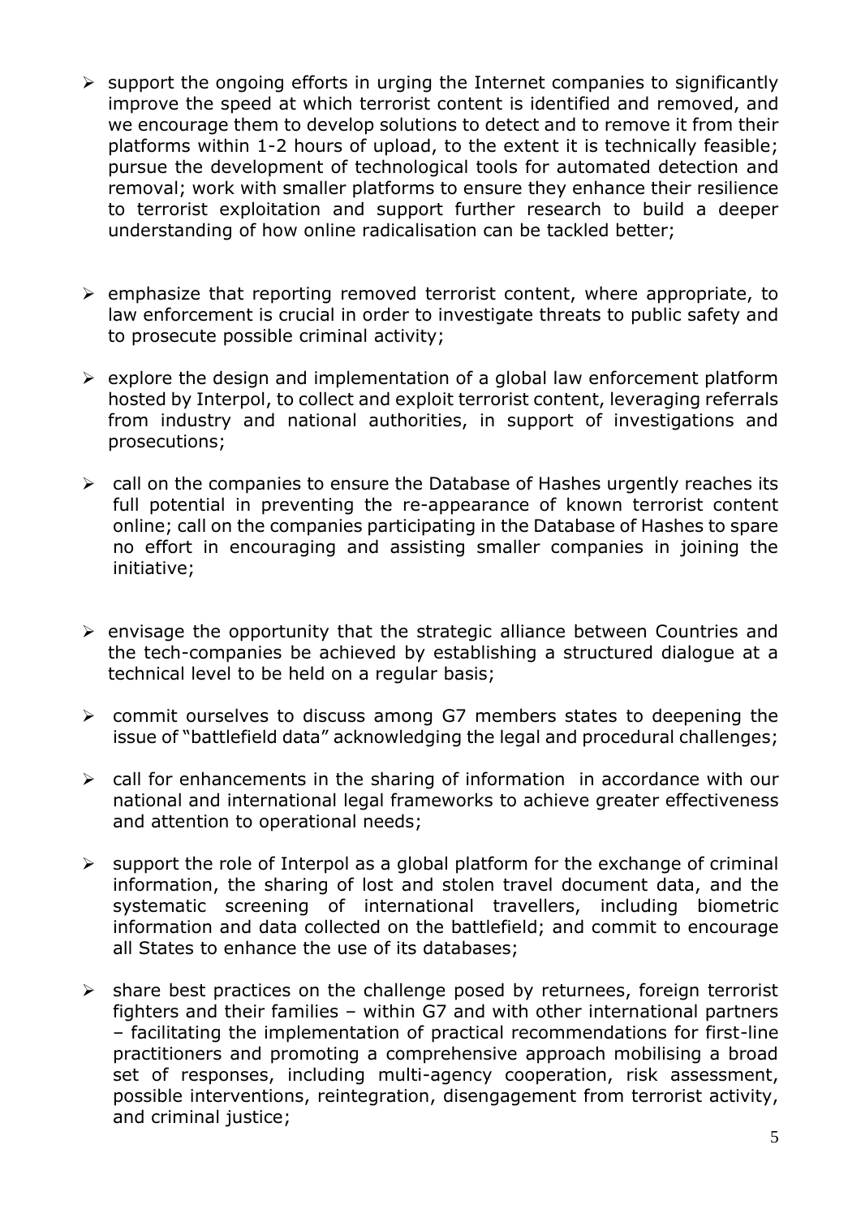- support the ongoing efforts in urging the Internet companies to significantly improve the speed at which terrorist content is identified and removed, and we encourage them to develop solutions to detect and to remove it from their platforms within 1-2 hours of upload, to the extent it is technically feasible; pursue the development of technological tools for automated detection and removal; work with smaller platforms to ensure they enhance their resilience to terrorist exploitation and support further research to build a deeper understanding of how online radicalisation can be tackled better;

- emphasize that reporting removed terrorist content, where appropriate, to law enforcement is crucial in order to investigate threats to public safety and to prosecute possible criminal activity;

- explore the design and implementation of a global law enforcement platform hosted by Interpol, to collect and exploit terrorist content, leveraging referrals from industry and national authorities, in support of investigations and prosecutions;

- call on the companies to ensure the Database of Hashes urgently reaches its full potential in preventing the re-appearance of known terrorist content online; call on the companies participating in the Database of Hashes to spare no effort in encouraging and assisting smaller companies in joining the initiative;

- envisage the opportunity that the strategic alliance between Countries and the tech-companies be achieved by establishing a structured dialogue at a technical level to be held on a regular basis;

- commit ourselves to discuss among G7 members states to deepening the issue of "battlefield data" acknowledging the legal and procedural challenges;

- call for enhancements in the sharing of information in accordance with our national and international legal frameworks to achieve greater effectiveness and attention to operational needs;

- support the role of Interpol as a global platform for the exchange of criminal information, the sharing of lost and stolen travel document data, and the systematic screening of international travellers, including biometric information and data collected on the battlefield; and commit to encourage all States to enhance the use of its databases;

- share best practices on the challenge posed by returnees, foreign terrorist fighters and their families – within G7 and with other international partners – facilitating the implementation of practical recommendations for first-line practitioners and promoting a comprehensive approach mobilising a broad set of responses, including multi-agency cooperation, risk assessment, possible interventions, reintegration, disengagement from terrorist activity, and criminal justice;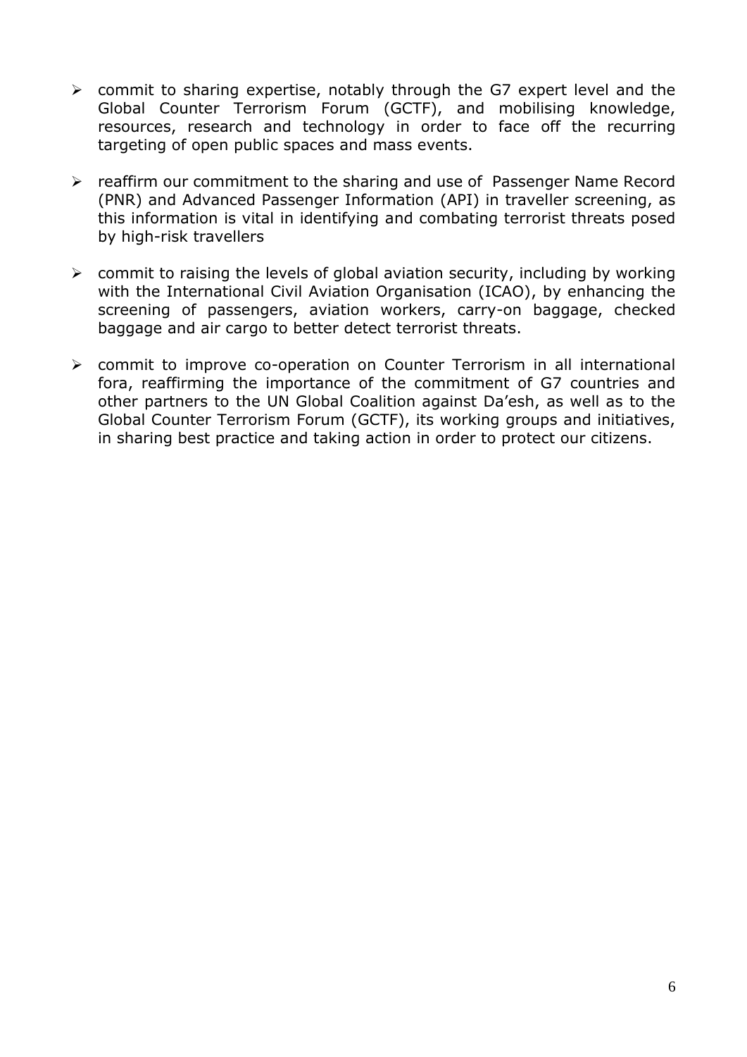- commit to sharing expertise, notably through the G7 expert level and the Global Counter Terrorism Forum (GCTF), and mobilising knowledge, resources, research and technology in order to face off the recurring targeting of open public spaces and mass events.

- reaffirm our commitment to the sharing and use of Passenger Name Record (PNR) and Advanced Passenger Information (API) in traveller screening, as this information is vital in identifying and combating terrorist threats posed by high-risk travellers

- commit to raising the levels of global aviation security, including by working with the International Civil Aviation Organisation (ICAO), by enhancing the screening of passengers, aviation workers, carry-on baggage, checked baggage and air cargo to better detect terrorist threats.

- commit to improve co-operation on Counter Terrorism in all international fora, reaffirming the importance of the commitment of G7 countries and other partners to the UN Global Coalition against Da'esh, as well as to the Global Counter Terrorism Forum (GCTF), its working groups and initiatives, in sharing best practice and taking action in order to protect our citizens.